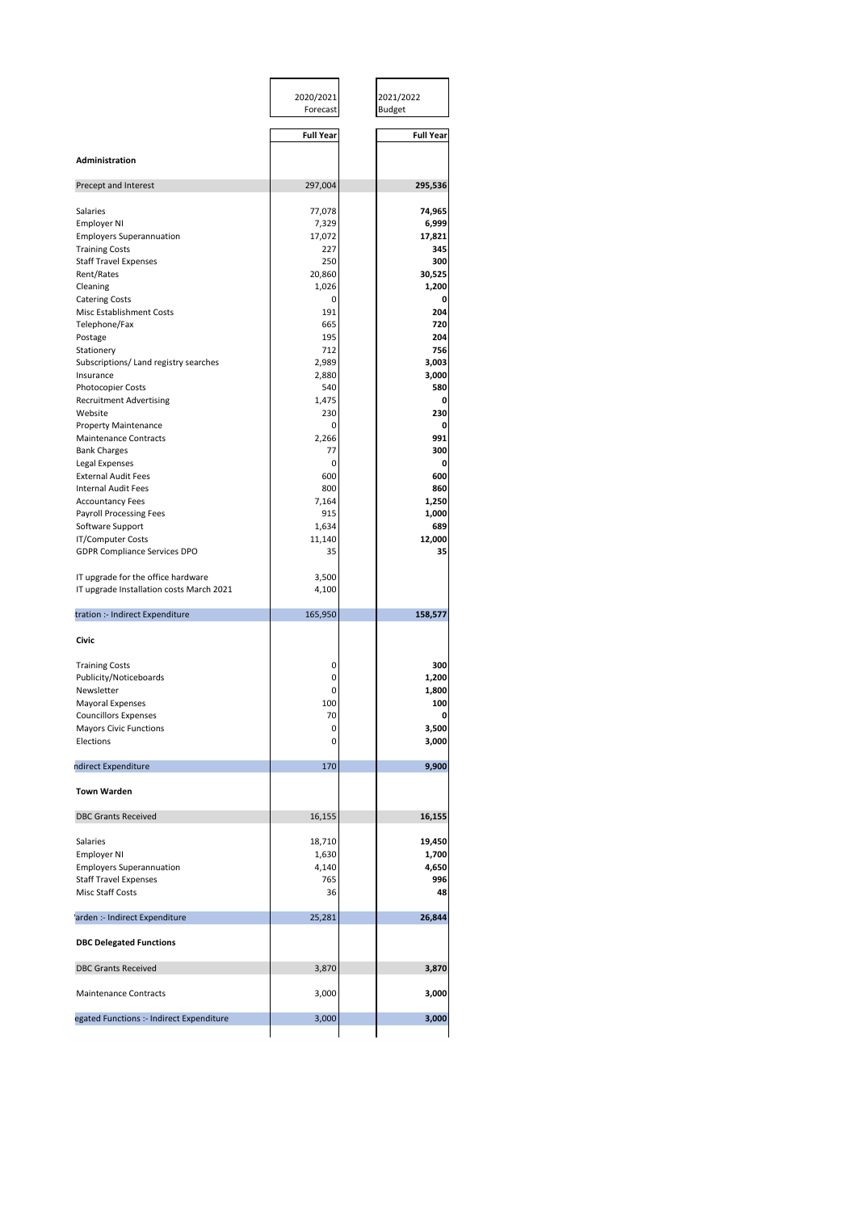| | 2020/2021 Forecast | 2021/2022 Budget |
|---|---|---|
| | **Full Year** | **Full Year** |
| **Administration** | | |
| Precept and Interest | 297,004 | **295,536** |
| Salaries | 77,078 | **74,965** |
| Employer NI | 7,329 | **6,999** |
| Employers Superannuation | 17,072 | **17,821** |
| Training Costs | 227 | **345** |
| Staff Travel Expenses | 250 | **300** |
| Rent/Rates | 20,860 | **30,525** |
| Cleaning | 1,026 | **1,200** |
| Catering Costs | 0 | **0** |
| Misc Establishment Costs | 191 | **204** |
| Telephone/Fax | 665 | **720** |
| Postage | 195 | **204** |
| Stationery | 712 | **756** |
| Subscriptions/ Land registry searches | 2,989 | **3,003** |
| Insurance | 2,880 | **3,000** |
| Photocopier Costs | 540 | **580** |
| Recruitment Advertising | 1,475 | **0** |
| Website | 230 | **230** |
| Property Maintenance | 0 | **0** |
| Maintenance Contracts | 2,266 | **991** |
| Bank Charges | 77 | **300** |
| Legal Expenses | 0 | **0** |
| External Audit Fees | 600 | **600** |
| Internal Audit Fees | 800 | **860** |
| Accountancy Fees | 7,164 | **1,250** |
| Payroll Processing Fees | 915 | **1,000** |
| Software Support | 1,634 | **689** |
| IT/Computer Costs | 11,140 | **12,000** |
| GDPR Compliance Services DPO | 35 | **35** |
| IT upgrade for the office hardware | 3,500 | |
| IT upgrade Installation costs March 2021 | 4,100 | |
| tration :- Indirect Expenditure | 165,950 | **158,577** |
| **Civic** | | |
| Training Costs | 0 | **300** |
| Publicity/Noticeboards | 0 | **1,200** |
| Newsletter | 0 | **1,800** |
| Mayoral Expenses | 100 | **100** |
| Councillors Expenses | 70 | **0** |
| Mayors Civic Functions | 0 | **3,500** |
| Elections | 0 | **3,000** |
| ndirect Expenditure | 170 | **9,900** |
| **Town Warden** | | |
| DBC Grants Received | 16,155 | **16,155** |
| Salaries | 18,710 | **19,450** |
| Employer NI | 1,630 | **1,700** |
| Employers Superannuation | 4,140 | **4,650** |
| Staff Travel Expenses | 765 | **996** |
| Misc Staff Costs | 36 | **48** |
| 'arden :- Indirect Expenditure | 25,281 | **26,844** |
| **DBC Delegated Functions** | | |
| DBC Grants Received | 3,870 | **3,870** |
| Maintenance Contracts | 3,000 | **3,000** |
| egated Functions :- Indirect Expenditure | 3,000 | **3,000** |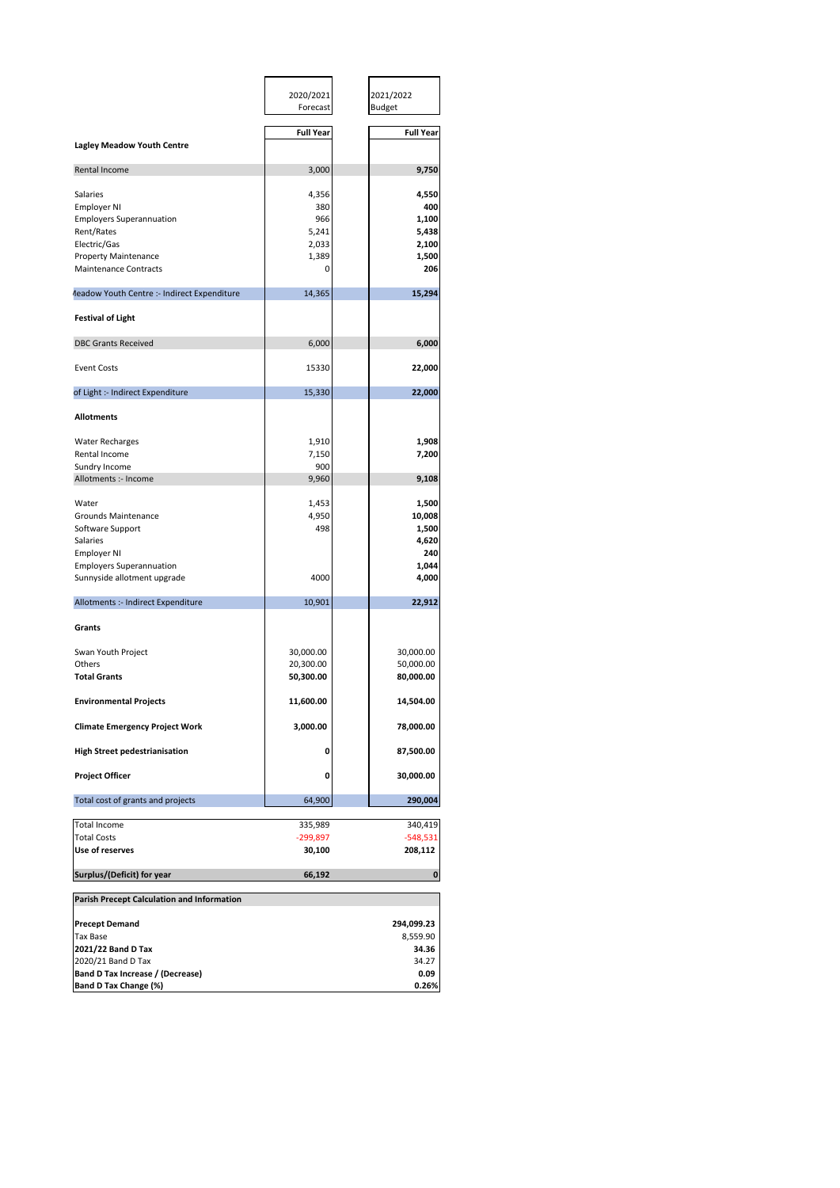| | 2020/2021 Forecast | 2021/2022 Budget |
|---|---|---|
| | **Full Year** | **Full Year** |
| **Lagley Meadow Youth Centre** | | |
| Rental Income | 3,000 | **9,750** |
| Salaries | 4,356 | **4,550** |
| Employer NI | 380 | **400** |
| Employers Superannuation | 966 | **1,100** |
| Rent/Rates | 5,241 | **5,438** |
| Electric/Gas | 2,033 | **2,100** |
| Property Maintenance | 1,389 | **1,500** |
| Maintenance Contracts | 0 | **206** |
| Meadow Youth Centre :- Indirect Expenditure | 14,365 | **15,294** |
| **Festival of Light** | | |
| DBC Grants Received | 6,000 | **6,000** |
| Event Costs | 15330 | **22,000** |
| of Light :- Indirect Expenditure | 15,330 | **22,000** |
| **Allotments** | | |
| Water Recharges | 1,910 | **1,908** |
| Rental Income | 7,150 | **7,200** |
| Sundry Income | 900 | |
| Allotments :- Income | 9,960 | **9,108** |
| Water | 1,453 | **1,500** |
| Grounds Maintenance | 4,950 | **10,008** |
| Software Support | 498 | **1,500** |
| Salaries | | **4,620** |
| Employer NI | | **240** |
| Employers Superannuation | | **1,044** |
| Sunnyside allotment upgrade | 4000 | **4,000** |
| Allotments :- Indirect Expenditure | 10,901 | **22,912** |
| **Grants** | | |
| Swan Youth Project | 30,000.00 | 30,000.00 |
| Others | 20,300.00 | 50,000.00 |
| **Total Grants** | **50,300.00** | **80,000.00** |
| **Environmental Projects** | **11,600.00** | **14,504.00** |
| **Climate Emergency Project Work** | **3,000.00** | **78,000.00** |
| **High Street pedestrianisation** | **0** | **87,500.00** |
| **Project Officer** | **0** | **30,000.00** |
| Total cost of grants and projects | 64,900 | **290,004** |
| Total Income | 335,989 | 340,419 |
| Total Costs | -299,897 | -548,531 |
| **Use of reserves** | **30,100** | **208,112** |
| **Surplus/(Deficit) for year** | **66,192** | **0** |

| **Parish Precept Calculation and Information** | |
|---|---|
| **Precept Demand** | **294,099.23** |
| Tax Base | 8,559.90 |
| **2021/22 Band D Tax** | **34.36** |
| 2020/21 Band D Tax | 34.27 |
| **Band D Tax Increase / (Decrease)** | **0.09** |
| **Band D Tax Change (%)** | **0.26%** |